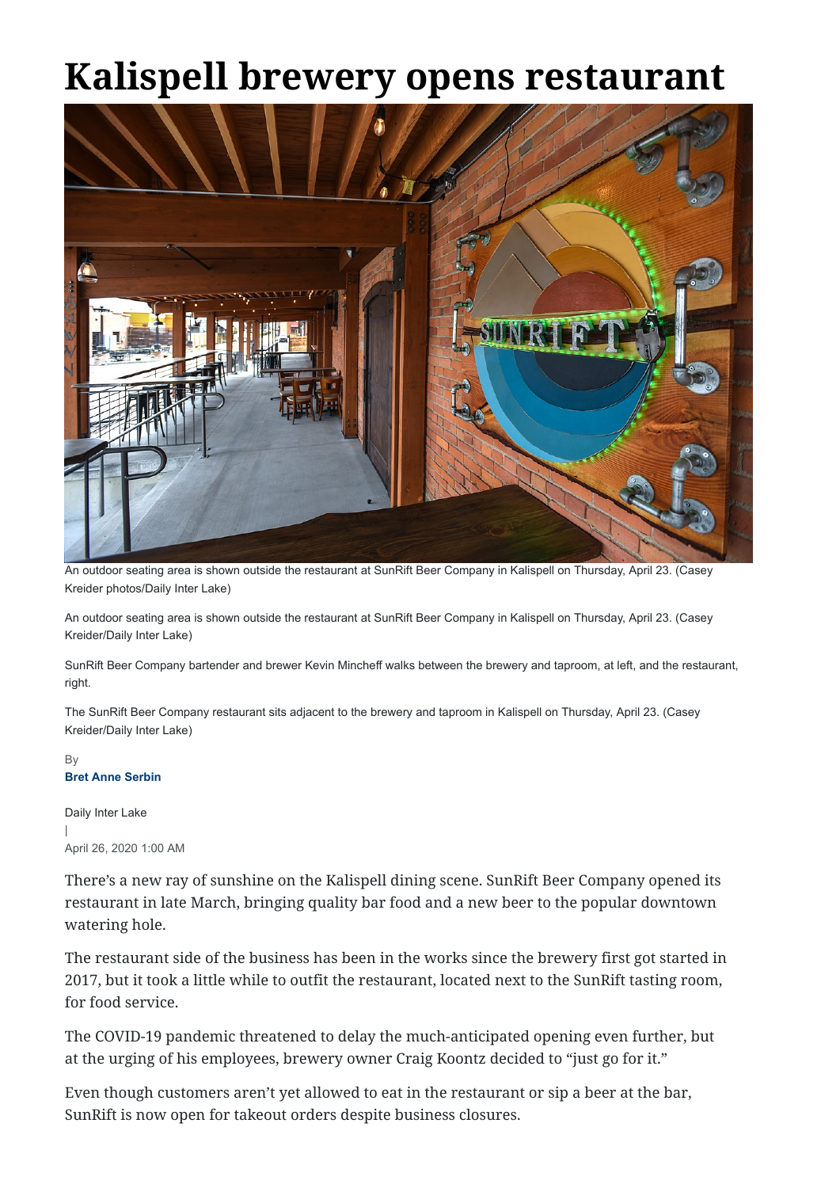# Kalispell brewery opens restaurant

An outdoor seating area is shown outside the restaurant at SunRift Beer Company in Kalispell on Thursday, April 23. (Casey Kreider photos/Daily Inter Lake)

An outdoor seating area is shown outside the restaurant at SunRift Beer Company in Kalispell on Thursday, April 23. (Casey Kreider/Daily Inter Lake)

SunRift Beer Company bartender and brewer Kevin Mincheff walks between the brewery and taproom, at left, and the restaurant, right.

The SunRift Beer Company restaurant sits adjacent to the brewery and taproom in Kalispell on Thursday, April 23. (Casey Kreider/Daily Inter Lake)

By
**Bret Anne Serbin**

Daily Inter Lake
|
April 26, 2020 1:00 AM

There's a new ray of sunshine on the Kalispell dining scene. SunRift Beer Company opened its restaurant in late March, bringing quality bar food and a new beer to the popular downtown watering hole.

The restaurant side of the business has been in the works since the brewery first got started in 2017, but it took a little while to outfit the restaurant, located next to the SunRift tasting room, for food service.

The COVID-19 pandemic threatened to delay the much-anticipated opening even further, but at the urging of his employees, brewery owner Craig Koontz decided to "just go for it."

Even though customers aren't yet allowed to eat in the restaurant or sip a beer at the bar, SunRift is now open for takeout orders despite business closures.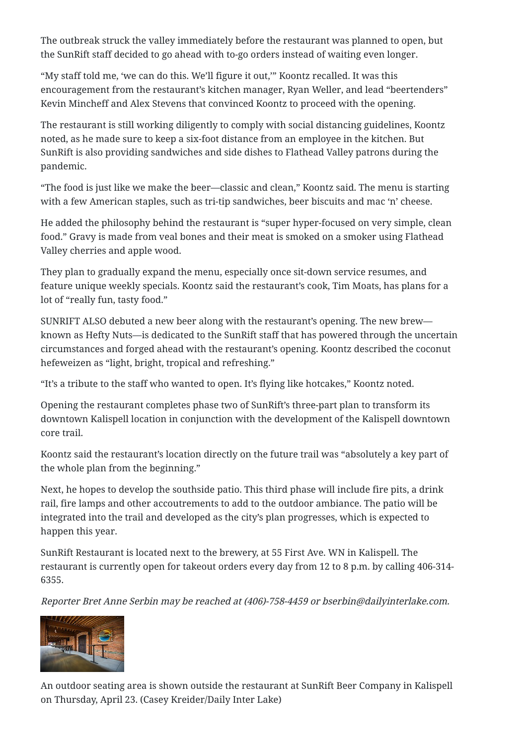The outbreak struck the valley immediately before the restaurant was planned to open, but the SunRift staff decided to go ahead with to-go orders instead of waiting even longer.

"My staff told me, 'we can do this. We'll figure it out,'" Koontz recalled. It was this encouragement from the restaurant's kitchen manager, Ryan Weller, and lead "beertenders" Kevin Mincheff and Alex Stevens that convinced Koontz to proceed with the opening.

The restaurant is still working diligently to comply with social distancing guidelines, Koontz noted, as he made sure to keep a six-foot distance from an employee in the kitchen. But SunRift is also providing sandwiches and side dishes to Flathead Valley patrons during the pandemic.

"The food is just like we make the beer—classic and clean," Koontz said. The menu is starting with a few American staples, such as tri-tip sandwiches, beer biscuits and mac 'n' cheese.

He added the philosophy behind the restaurant is "super hyper-focused on very simple, clean food." Gravy is made from veal bones and their meat is smoked on a smoker using Flathead Valley cherries and apple wood.

They plan to gradually expand the menu, especially once sit-down service resumes, and feature unique weekly specials. Koontz said the restaurant's cook, Tim Moats, has plans for a lot of "really fun, tasty food."

SUNRIFT ALSO debuted a new beer along with the restaurant's opening. The new brew—known as Hefty Nuts—is dedicated to the SunRift staff that has powered through the uncertain circumstances and forged ahead with the restaurant's opening. Koontz described the coconut hefeweizen as "light, bright, tropical and refreshing."

"It's a tribute to the staff who wanted to open. It's flying like hotcakes," Koontz noted.

Opening the restaurant completes phase two of SunRift's three-part plan to transform its downtown Kalispell location in conjunction with the development of the Kalispell downtown core trail.

Koontz said the restaurant's location directly on the future trail was "absolutely a key part of the whole plan from the beginning."

Next, he hopes to develop the southside patio. This third phase will include fire pits, a drink rail, fire lamps and other accoutrements to add to the outdoor ambiance. The patio will be integrated into the trail and developed as the city's plan progresses, which is expected to happen this year.

SunRift Restaurant is located next to the brewery, at 55 First Ave. WN in Kalispell. The restaurant is currently open for takeout orders every day from 12 to 8 p.m. by calling 406-314-6355.

*Reporter Bret Anne Serbin may be reached at (406)-758-4459 or bserbin@dailyinterlake.com.*

An outdoor seating area is shown outside the restaurant at SunRift Beer Company in Kalispell on Thursday, April 23. (Casey Kreider/Daily Inter Lake)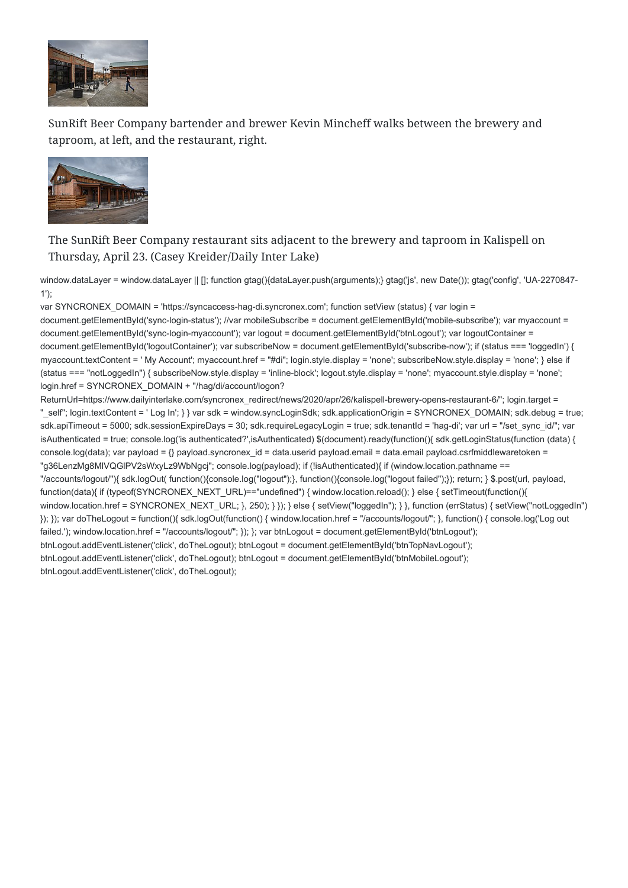SunRift Beer Company bartender and brewer Kevin Mincheff walks between the brewery and taproom, at left, and the restaurant, right.

The SunRift Beer Company restaurant sits adjacent to the brewery and taproom in Kalispell on Thursday, April 23. (Casey Kreider/Daily Inter Lake)

```
window.dataLayer = window.dataLayer || []; function gtag(){dataLayer.push(arguments);} gtag('js', new Date()); gtag('config', 'UA-2270847-1');
var SYNCRONEX_DOMAIN = 'https://syncaccess-hag-di.syncronex.com'; function setView (status) { var login = document.getElementById('sync-login-status'); //var mobileSubscribe = document.getElementById('mobile-subscribe'); var myaccount = document.getElementById('sync-login-myaccount'); var logout = document.getElementById('btnLogout'); var logoutContainer = document.getElementById('logoutContainer'); var subscribeNow = document.getElementById('subscribe-now'); if (status === 'loggedIn') { myaccount.textContent = ' My Account'; myaccount.href = "#di"; login.style.display = 'none'; subscribeNow.style.display = 'none'; } else if (status === "notLoggedIn") { subscribeNow.style.display = 'inline-block'; logout.style.display = 'none'; myaccount.style.display = 'none'; login.href = SYNCRONEX_DOMAIN + "/hag/di/account/logon?ReturnUrl=https://www.dailyinterlake.com/syncronex_redirect/news/2020/apr/26/kalispell-brewery-opens-restaurant-6/"; login.target = "_self"; login.textContent = ' Log In'; } } var sdk = window.syncLoginSdk; sdk.applicationOrigin = SYNCRONEX_DOMAIN; sdk.debug = true; sdk.apiTimeout = 5000; sdk.sessionExpireDays = 30; sdk.requireLegacyLogin = true; sdk.tenantId = 'hag-di'; var url = "/set_sync_id/"; var isAuthenticated = true; console.log('is authenticated?',isAuthenticated) $(document).ready(function(){ sdk.getLoginStatus(function (data) { console.log(data); var payload = {} payload.syncronex_id = data.userid payload.email = data.email payload.csrfmiddlewaretoken = "g36LenzMg8MlVQGlPV2sWxyLz9WbNgcj"; console.log(payload); if (!isAuthenticated){ if (window.location.pathname == "/accounts/logout/"){ sdk.logOut( function(){console.log("logout");}, function(){console.log("logout failed");}); return; } $.post(url, payload, function(data){ if (typeof(SYNCRONEX_NEXT_URL)=="undefined") { window.location.reload(); } else { setTimeout(function(){ window.location.href = SYNCRONEX_NEXT_URL; }, 250); } }); } else { setView("loggedIn"); } }, function (errStatus) { setView("notLoggedIn") }); }); var doTheLogout = function(){ sdk.logOut(function() { window.location.href = "/accounts/logout/"; }, function() { console.log('Log out failed.'); window.location.href = "/accounts/logout/"; }); }; var btnLogout = document.getElementById('btnLogout'); btnLogout.addEventListener('click', doTheLogout); btnLogout = document.getElementById('btnTopNavLogout'); btnLogout.addEventListener('click', doTheLogout); btnLogout = document.getElementById('btnMobileLogout'); btnLogout.addEventListener('click', doTheLogout);
```